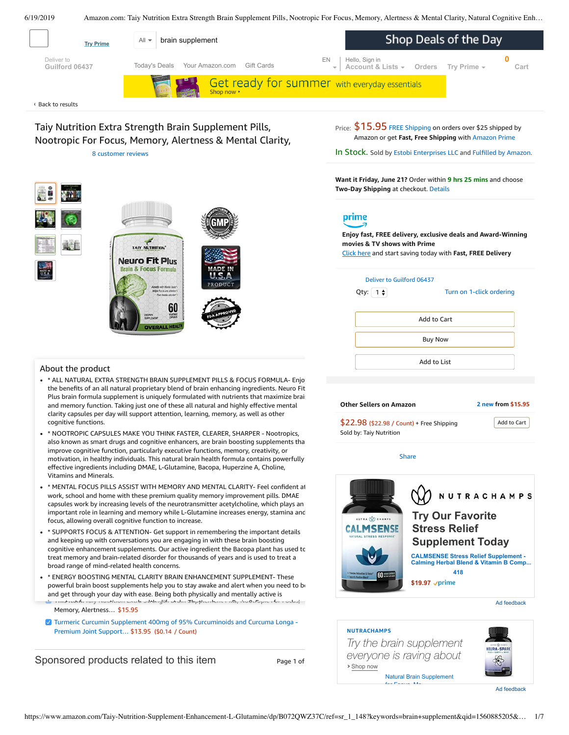Try Prime

All ▾ brain supplement

Shop Deals of the Day

Deliver to
Guilford 06437

Today's Deals  Your Amazon.com  Gift Cards

EN  Hello, Sign in
Account & Lists ▾  Orders  Try Prime ▾  0 Cart

Get ready for summer with everyday essentials
Shop now ›

‹ Back to results

# Taiy Nutrition Extra Strength Brain Supplement Pills, Nootropic For Focus, Memory, Alertness & Mental Clarity,

8 customer reviews

Price: $15.95 FREE Shipping on orders over $25 shipped by Amazon or get **Fast, Free Shipping** with Amazon Prime

In Stock. Sold by Estobi Enterprises LLC and Fulfilled by Amazon.

**Want it Friday, June 21?** Order within **9 hrs 25 mins** and choose **Two-Day Shipping** at checkout. Details

prime

**Enjoy fast, FREE delivery, exclusive deals and Award-Winning movies & TV shows with Prime**
Click here and start saving today with **Fast, FREE Delivery**

Deliver to Guilford 06437

Qty: 1  Turn on 1-click ordering

Add to Cart

Buy Now

Add to List

**Other Sellers on Amazon**  2 new from $15.95

$22.98 ($22.98 / Count) + Free Shipping  Add to Cart
Sold by: Taiy Nutrition

Share

NUTRACHAMPS
Try Our Favorite Stress Relief Supplement Today
CALMSENSE Stress Relief Supplement - Calming Herbal Blend & Vitamin B Comp...
418
$19.97 prime

Ad feedback

NUTRACHAMPS
*Try the brain supplement everyone is raving about*
› Shop now
Natural Brain Supplement for Focus, Me...

Ad feedback

## About the product

- * ALL NATURAL EXTRA STRENGTH BRAIN SUPPLEMENT PILLS & FOCUS FORMULA- Enjo the benefits of an all natural proprietary blend of brain enhancing ingredients. Neuro Fit Plus brain formula supplement is uniquely formulated with nutrients that maximize brai and memory function. Taking just one of these all natural and highly effective mental clarity capsules per day will support attention, learning, memory, as well as other cognitive functions.
- * NOOTROPIC CAPSULES MAKE YOU THINK FASTER, CLEARER, SHARPER - Nootropics, also known as smart drugs and cognitive enhancers, are brain boosting supplements tha improve cognitive function, particularly executive functions, memory, creativity, or motivation, in healthy individuals. This natural brain health formula contains powerfully effective ingredients including DMAE, L-Glutamine, Bacopa, Huperzine A, Choline, Vitamins and Minerals.
- * MENTAL FOCUS PILLS ASSIST WITH MEMORY AND MENTAL CLARITY- Feel confident at work, school and home with these premium quality memory improvement pills. DMAE capsules work by increasing levels of the neurotransmitter acetylcholine, which plays an important role in learning and memory while L-Glutamine increases energy, stamina and focus, allowing overall cognitive function to increase.
- * SUPPORTS FOCUS & ATTENTION- Get support in remembering the important details and keeping up with conversations you are engaging in with these brain boosting cognitive enhancement supplements. Our active ingredient the Bacopa plant has used tc treat memory and brain-related disorder for thousands of years and is used to treat a broad range of mind-related health concerns.
- * ENERGY BOOSTING MENTAL CLARITY BRAIN ENHANCEMENT SUPPLEMENT- These powerful brain boost supplements help you to stay awake and alert when you need to be and get through your day with ease. Being both physically and mentally active is

Memory, Alertness... $15.95

☑ Turmeric Curcumin Supplement 400mg of 95% Curcuminoids and Curcuma Longa - Premium Joint Support... $13.95 ($0.14 / Count)

## Sponsored products related to this item

Page 1 of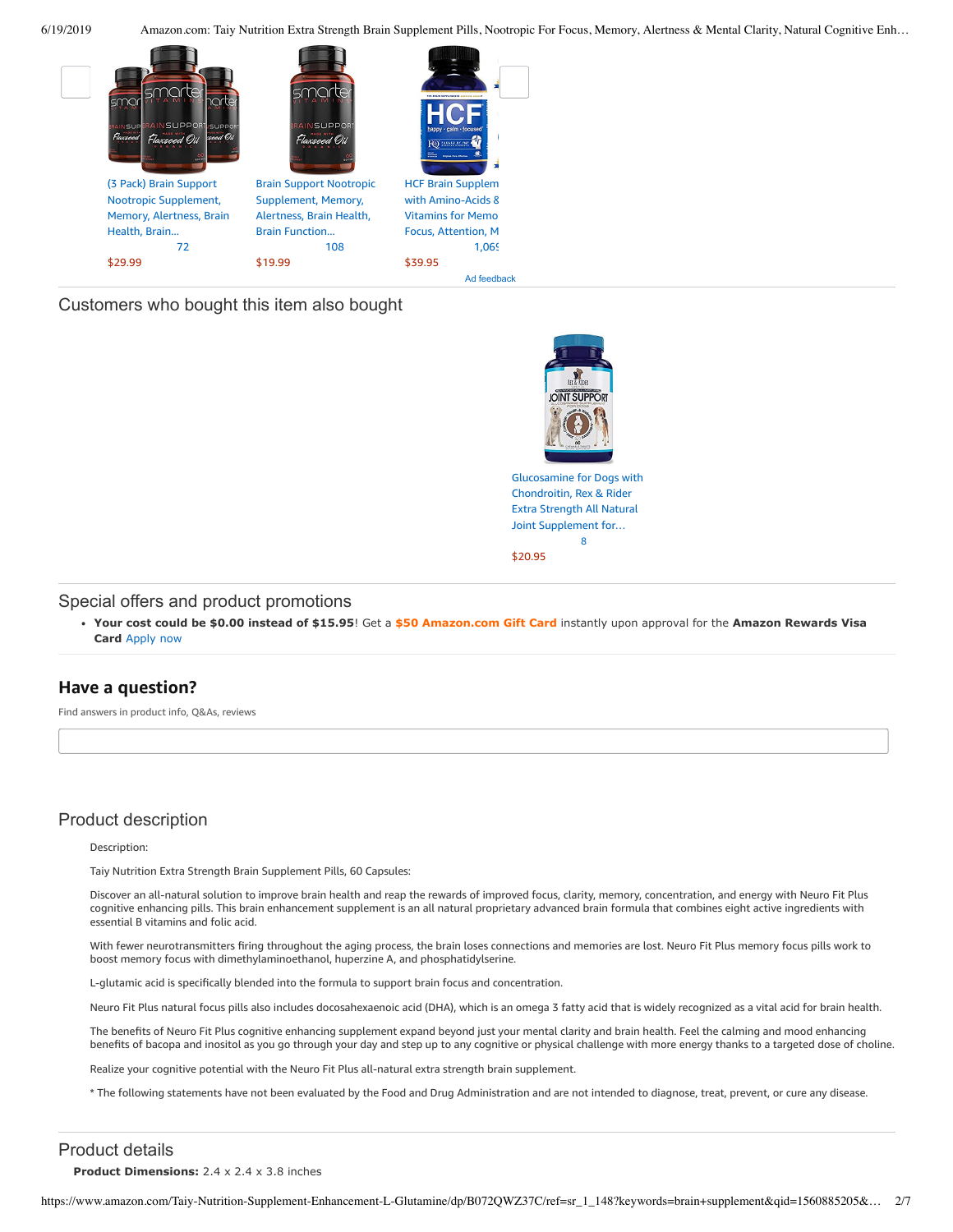(3 Pack) Brain Support Nootropic Supplement, Memory, Alertness, Brain Health, Brain...
72
$29.99

Brain Support Nootropic Supplement, Memory, Alertness, Brain Health, Brain Function...
108
$19.99

HCF Brain Supplem with Amino-Acids & Vitamins for Memo Focus, Attention, M
1,069
$39.95

Ad feedback

## Customers who bought this item also bought

Glucosamine for Dogs with Chondroitin, Rex & Rider Extra Strength All Natural Joint Supplement for...
8
$20.95

## Special offers and product promotions

- **Your cost could be $0.00 instead of $15.95**! Get a **$50 Amazon.com Gift Card** instantly upon approval for the **Amazon Rewards Visa Card** Apply now

## Have a question?

Find answers in product info, Q&As, reviews

## Product description

Description:

Taiy Nutrition Extra Strength Brain Supplement Pills, 60 Capsules:

Discover an all-natural solution to improve brain health and reap the rewards of improved focus, clarity, memory, concentration, and energy with Neuro Fit Plus cognitive enhancing pills. This brain enhancement supplement is an all natural proprietary advanced brain formula that combines eight active ingredients with essential B vitamins and folic acid.

With fewer neurotransmitters firing throughout the aging process, the brain loses connections and memories are lost. Neuro Fit Plus memory focus pills work to boost memory focus with dimethylaminoethanol, huperzine A, and phosphatidylserine.

L-glutamic acid is specifically blended into the formula to support brain focus and concentration.

Neuro Fit Plus natural focus pills also includes docosahexaenoic acid (DHA), which is an omega 3 fatty acid that is widely recognized as a vital acid for brain health.

The benefits of Neuro Fit Plus cognitive enhancing supplement expand beyond just your mental clarity and brain health. Feel the calming and mood enhancing benefits of bacopa and inositol as you go through your day and step up to any cognitive or physical challenge with more energy thanks to a targeted dose of choline.

Realize your cognitive potential with the Neuro Fit Plus all-natural extra strength brain supplement.

* The following statements have not been evaluated by the Food and Drug Administration and are not intended to diagnose, treat, prevent, or cure any disease.

## Product details

**Product Dimensions:** 2.4 x 2.4 x 3.8 inches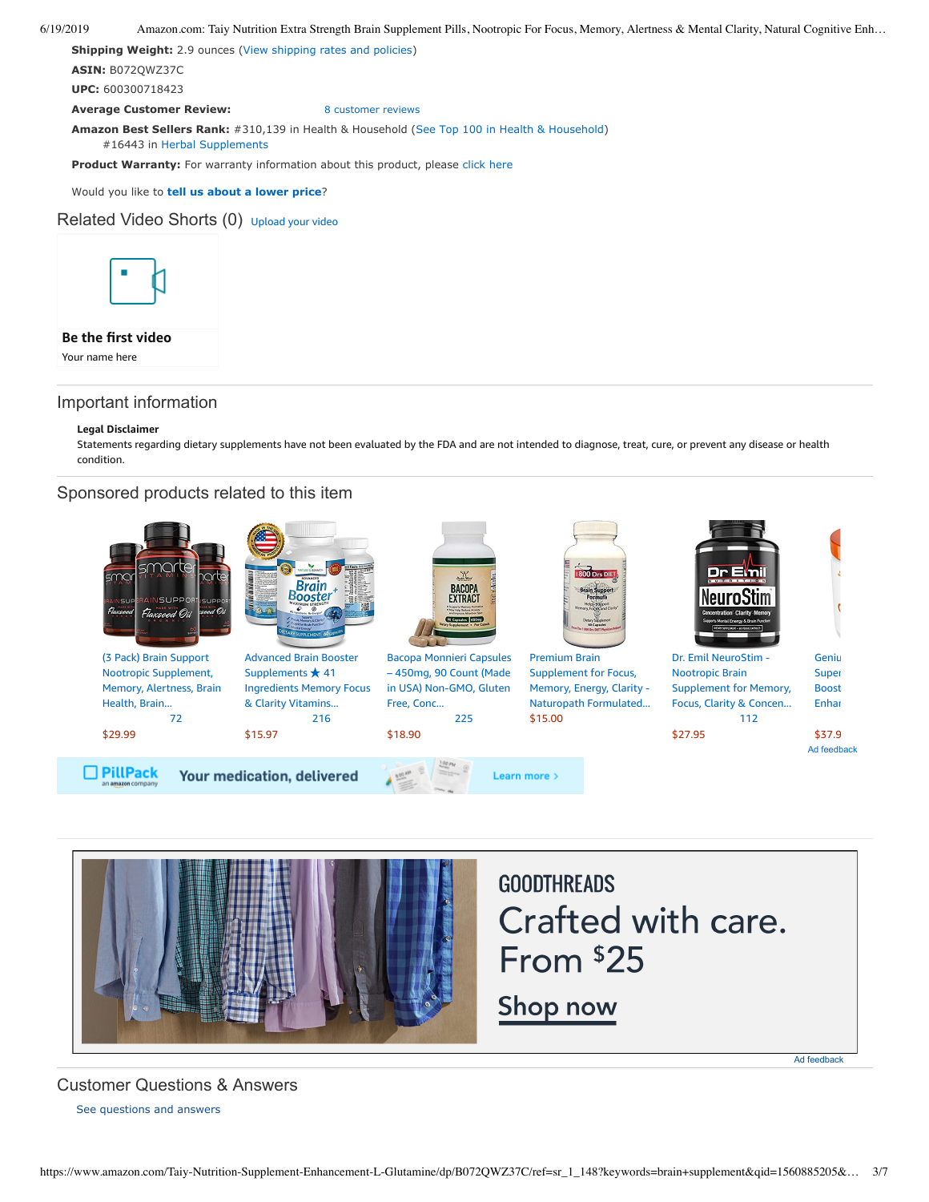**Shipping Weight:** 2.9 ounces (View shipping rates and policies)

**ASIN:** B072QWZ37C

**UPC:** 600300718423

**Average Customer Review:** 8 customer reviews

**Amazon Best Sellers Rank:** #310,139 in Health & Household (See Top 100 in Health & Household)
#16443 in Herbal Supplements

**Product Warranty:** For warranty information about this product, please click here

Would you like to **tell us about a lower price**?

## Related Video Shorts (0) Upload your video

**Be the first video**

Your name here

## Important information

**Legal Disclaimer**

Statements regarding dietary supplements have not been evaluated by the FDA and are not intended to diagnose, treat, cure, or prevent any disease or health condition.

## Sponsored products related to this item

(3 Pack) Brain Support Nootropic Supplement, Memory, Alertness, Brain Health, Brain...
72
$29.99

Advanced Brain Booster Supplements ★ 41 Ingredients Memory Focus & Clarity Vitamins...
216
$15.97

Bacopa Monnieri Capsules – 450mg, 90 Count (Made in USA) Non-GMO, Gluten Free, Conc...
225
$18.90

Premium Brain Supplement for Focus, Memory, Energy, Clarity - Naturopath Formulated...
$15.00

Dr. Emil NeuroStim - Nootropic Brain Supplement for Memory, Focus, Clarity & Concen...
112
$27.95

Geniu Super Boost Enhar
$37.9

Ad feedback

PillPack an amazon company — Your medication, delivered — Learn more ›

GOODTHREADS
Crafted with care.
From $25
Shop now

Ad feedback

## Customer Questions & Answers

See questions and answers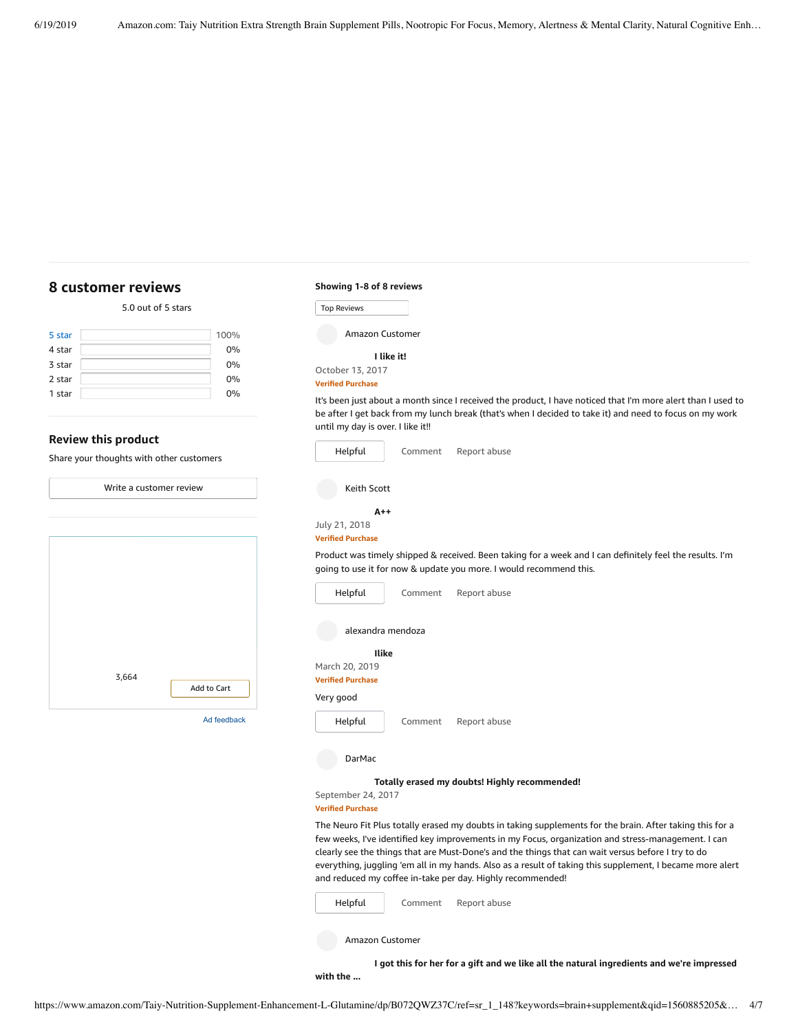## 8 customer reviews

5.0 out of 5 stars

| Rating | Percentage |
|---|---|
| 5 star | 100% |
| 4 star | 0% |
| 3 star | 0% |
| 2 star | 0% |
| 1 star | 0% |

### Review this product

Share your thoughts with other customers

Write a customer review

3,664

Add to Cart

Ad feedback

**Showing 1-8 of 8 reviews**

Top Reviews

Amazon Customer

**I like it!**

October 13, 2017

**Verified Purchase**

It's been just about a month since I received the product, I have noticed that I'm more alert than I used to be after I get back from my lunch break (that's when I decided to take it) and need to focus on my work until my day is over. I like it!!

Helpful Comment Report abuse

Keith Scott

**A++**

July 21, 2018

**Verified Purchase**

Product was timely shipped & received. Been taking for a week and I can definitely feel the results. I'm going to use it for now & update you more. I would recommend this.

Helpful Comment Report abuse

alexandra mendoza

**Ilike**

March 20, 2019

**Verified Purchase**

Very good

Helpful Comment Report abuse

DarMac

**Totally erased my doubts! Highly recommended!**

September 24, 2017

**Verified Purchase**

The Neuro Fit Plus totally erased my doubts in taking supplements for the brain. After taking this for a few weeks, I've identified key improvements in my Focus, organization and stress-management. I can clearly see the things that are Must-Done's and the things that can wait versus before I try to do everything, juggling 'em all in my hands. Also as a result of taking this supplement, I became more alert and reduced my coffee in-take per day. Highly recommended!

Helpful Comment Report abuse

Amazon Customer

**I got this for her for a gift and we like all the natural ingredients and we're impressed with the ...**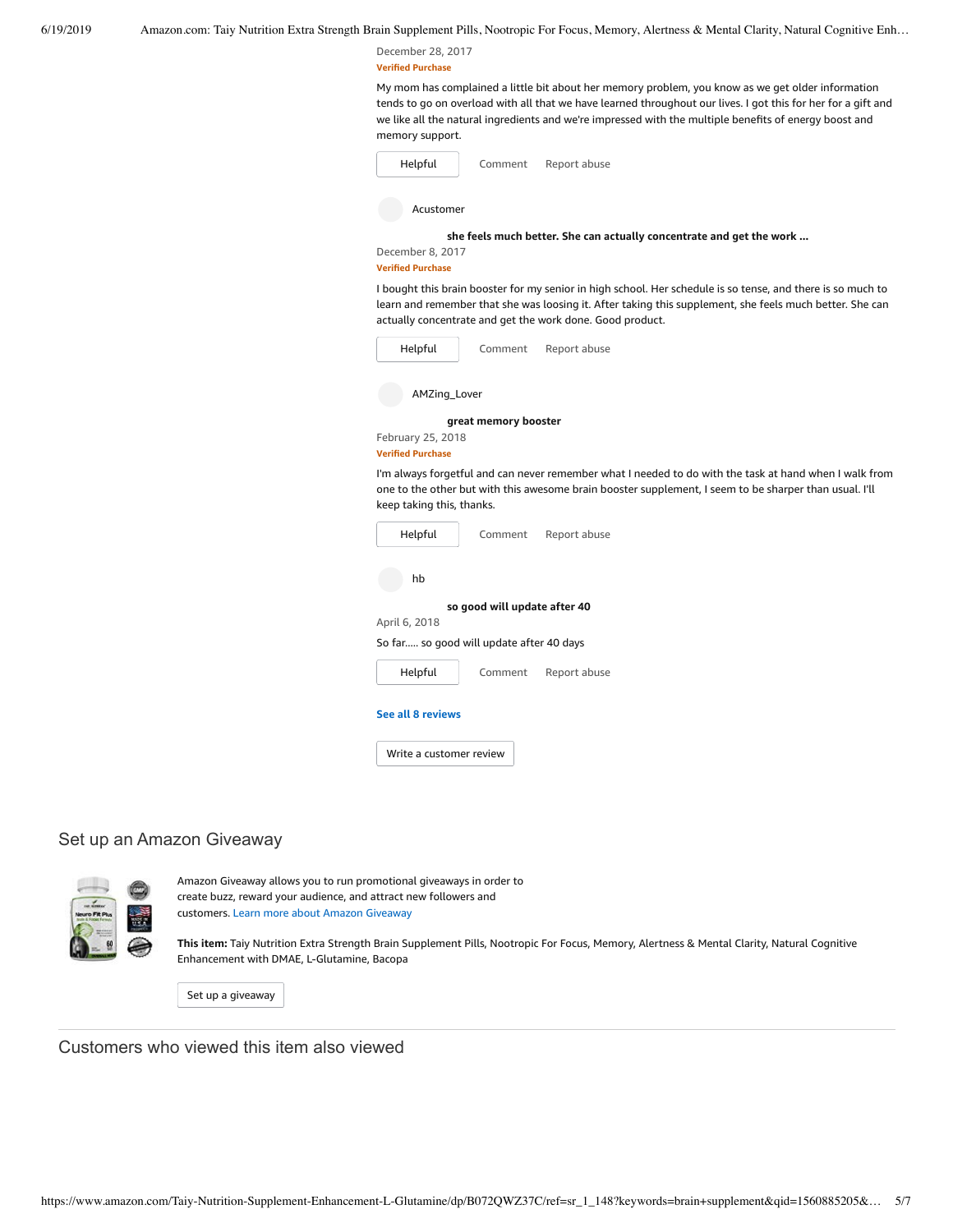December 28, 2017

**Verified Purchase**

My mom has complained a little bit about her memory problem, you know as we get older information tends to go on overload with all that we have learned throughout our lives. I got this for her for a gift and we like all the natural ingredients and we're impressed with the multiple benefits of energy boost and memory support.

Helpful Comment Report abuse

Acustomer

**she feels much better. She can actually concentrate and get the work ...**

December 8, 2017

**Verified Purchase**

I bought this brain booster for my senior in high school. Her schedule is so tense, and there is so much to learn and remember that she was loosing it. After taking this supplement, she feels much better. She can actually concentrate and get the work done. Good product.

Helpful Comment Report abuse

AMZing_Lover

**great memory booster**

February 25, 2018

**Verified Purchase**

I'm always forgetful and can never remember what I needed to do with the task at hand when I walk from one to the other but with this awesome brain booster supplement, I seem to be sharper than usual. I'll keep taking this, thanks.

Helpful Comment Report abuse

hb

**so good will update after 40**

April 6, 2018

So far..... so good will update after 40 days

Helpful Comment Report abuse

**See all 8 reviews**

Write a customer review

## Set up an Amazon Giveaway

Amazon Giveaway allows you to run promotional giveaways in order to create buzz, reward your audience, and attract new followers and customers. Learn more about Amazon Giveaway

**This item:** Taiy Nutrition Extra Strength Brain Supplement Pills, Nootropic For Focus, Memory, Alertness & Mental Clarity, Natural Cognitive Enhancement with DMAE, L-Glutamine, Bacopa

Set up a giveaway

## Customers who viewed this item also viewed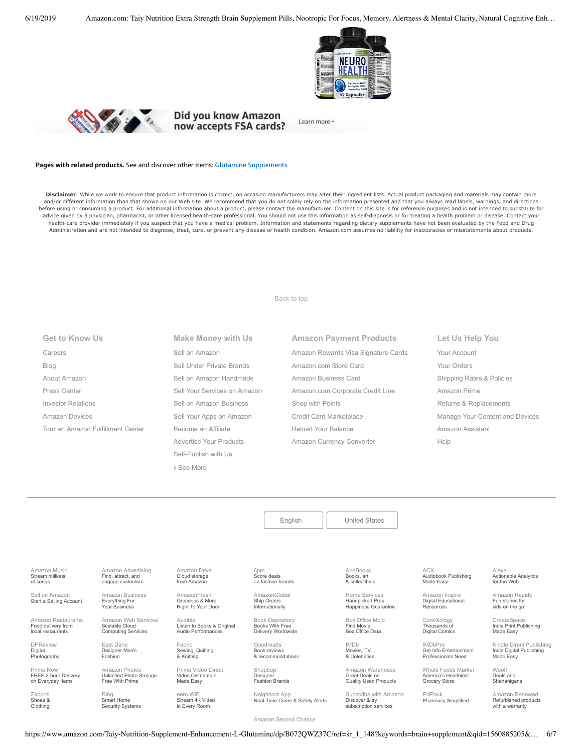Did you know Amazon now accepts FSA cards? Learn more ›

**Pages with related products.** See and discover other items: Glutamine Supplements

**Disclaimer**: While we work to ensure that product information is correct, on occasion manufacturers may alter their ingredient lists. Actual product packaging and materials may contain more and/or different information than that shown on our Web site. We recommend that you do not solely rely on the information presented and that you always read labels, warnings, and directions before using or consuming a product. For additional information about a product, please contact the manufacturer. Content on this site is for reference purposes and is not intended to substitute for advice given by a physician, pharmacist, or other licensed health-care professional. You should not use this information as self-diagnosis or for treating a health problem or disease. Contact your health-care provider immediately if you suspect that you have a medical problem. Information and statements regarding dietary supplements have not been evaluated by the Food and Drug Administration and are not intended to diagnose, treat, cure, or prevent any disease or health condition. Amazon.com assumes no liability for inaccuracies or misstatements about products.

Back to top

### Get to Know Us

- Careers
- Blog
- About Amazon
- Press Center
- Investor Relations
- Amazon Devices
- Tour an Amazon Fulfillment Center

### Make Money with Us

- Sell on Amazon
- Sell Under Private Brands
- Sell on Amazon Handmade
- Sell Your Services on Amazon
- Sell on Amazon Business
- Sell Your Apps on Amazon
- Become an Affiliate
- Advertise Your Products
- Self-Publish with Us
- › See More

### Amazon Payment Products

- Amazon Rewards Visa Signature Cards
- Amazon.com Store Card
- Amazon Business Card
- Amazon.com Corporate Credit Line
- Shop with Points
- Credit Card Marketplace
- Reload Your Balance
- Amazon Currency Converter

### Let Us Help You

- Your Account
- Your Orders
- Shipping Rates & Policies
- Amazon Prime
- Returns & Replacements
- Manage Your Content and Devices
- Amazon Assistant
- Help

English | United States

| | | | | | | |
|---|---|---|---|---|---|---|
| Amazon Music<br>Stream millions of songs | Amazon Advertising<br>Find, attract, and engage customers | Amazon Drive<br>Cloud storage from Amazon | 6pm<br>Score deals on fashion brands | AbeBooks<br>Books, art & collectibles | ACX<br>Audiobook Publishing Made Easy | Alexa<br>Actionable Analytics for the Web |
| Sell on Amazon<br>Start a Selling Account | Amazon Business<br>Everything For Your Business | AmazonFresh<br>Groceries & More Right To Your Door | AmazonGlobal<br>Ship Orders Internationally | Home Services<br>Handpicked Pros Happiness Guarantee | Amazon Inspire<br>Digital Educational Resources | Amazon Rapids<br>Fun stories for kids on the go |
| Amazon Restaurants<br>Food delivery from local restaurants | Amazon Web Services<br>Scalable Cloud Computing Services | Audible<br>Listen to Books & Original Audio Performances | Book Depository<br>Books With Free Delivery Worldwide | Box Office Mojo<br>Find Movie Box Office Data | ComiXology<br>Thousands of Digital Comics | CreateSpace<br>Indie Print Publishing Made Easy |
| DPReview<br>Digital Photography | East Dane<br>Designer Men's Fashion | Fabric<br>Sewing, Quilting & Knitting | Goodreads<br>Book reviews & recommendations | IMDb<br>Movies, TV & Celebrities | IMDbPro<br>Get Info Entertainment Professionals Need | Kindle Direct Publishing<br>Indie Digital Publishing Made Easy |
| Prime Now<br>FREE 2-hour Delivery on Everyday Items | Amazon Photos<br>Unlimited Photo Storage Free With Prime | Prime Video Direct<br>Video Distribution Made Easy | Shopbop<br>Designer Fashion Brands | Amazon Warehouse<br>Great Deals on Quality Used Products | Whole Foods Market<br>America's Healthiest Grocery Store | Woot!<br>Deals and Shenanigans |
| Zappos<br>Shoes & Clothing | Ring<br>Smart Home Security Systems | eero WiFi<br>Stream 4K Video in Every Room | Neighbors App<br>Real-Time Crime & Safety Alerts | Subscribe with Amazon<br>Discover & try subscription services | PillPack<br>Pharmacy Simplified | Amazon Renewed<br>Refurbished products with a warranty |
| | | | Amazon Second Chance | | | |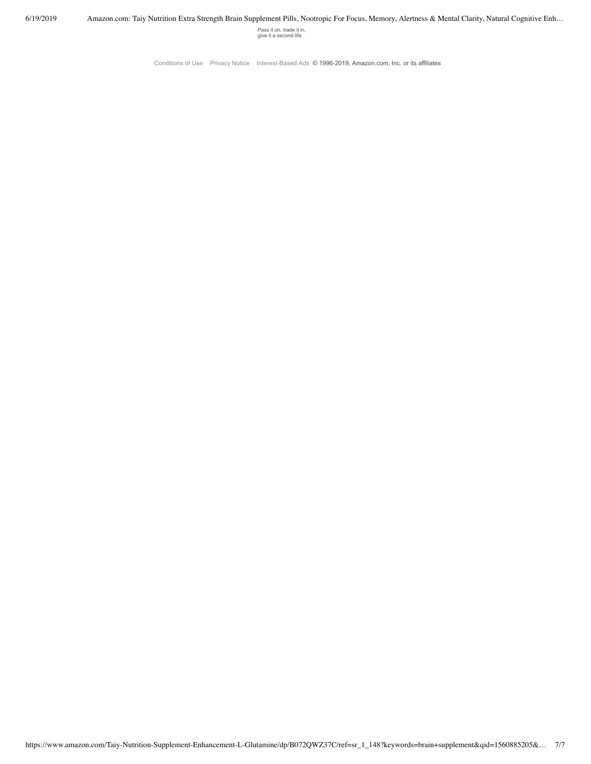Pass it on, trade it in,
give it a second life

Conditions of Use Privacy Notice Interest-Based Ads © 1996-2019, Amazon.com, Inc. or its affiliates